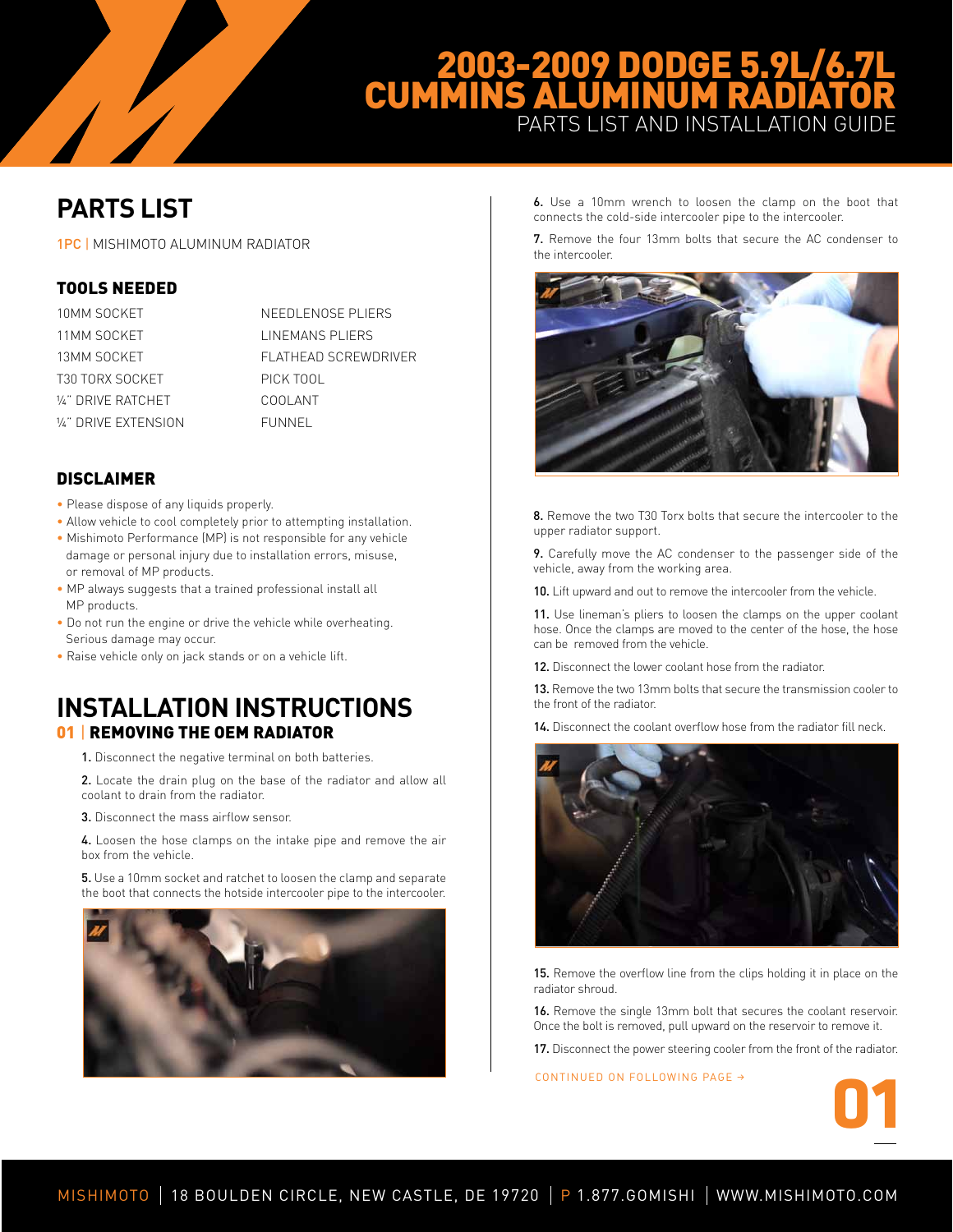# 2003-2009 DODGE 5.9L/6.7L CUMMINS ALUMINUM RADIATOR

PARTS LIST AND INSTALLATION GUIDE

## PARTS LIST

1PC | MISHIMOTO ALUMINUM RADIATOR

### TOOLS NEEDED

- 10MM SOCKET
- 11MM SOCKET
- 13MM SOCKET
- T30 TORX SOCKET
- ¼" DRIVE RATCHET
- ¼" DRIVE EXTENSION
- NEEDLENOSE PLIERS
- LINEMANS PLIERS
- FLATHEAD SCREWDRIVER
- PICK TOOL
- COOLANT
- FUNNEL

### DISCLAIMER

- Please dispose of any liquids properly.
- Allow vehicle to cool completely prior to attempting installation.
- Mishimoto Performance (MP) is not responsible for any vehicle damage or personal injury due to installation errors, misuse, or removal of MP products.
- MP always suggests that a trained professional install all MP products.
- Do not run the engine or drive the vehicle while overheating. Serious damage may occur.
- Raise vehicle only on jack stands or on a vehicle lift.

## INSTALLATION INSTRUCTIONS

### 01 | REMOVING THE OEM RADIATOR

1. Disconnect the negative terminal on both batteries.

2. Locate the drain plug on the base of the radiator and allow all coolant to drain from the radiator.

3. Disconnect the mass airflow sensor.

4. Loosen the hose clamps on the intake pipe and remove the air box from the vehicle.

5. Use a 10mm socket and ratchet to loosen the clamp and separate the boot that connects the hotside intercooler pipe to the intercooler.

6. Use a 10mm wrench to loosen the clamp on the boot that connects the cold-side intercooler pipe to the intercooler.

7. Remove the four 13mm bolts that secure the AC condenser to the intercooler.

8. Remove the two T30 Torx bolts that secure the intercooler to the upper radiator support.

9. Carefully move the AC condenser to the passenger side of the vehicle, away from the working area.

10. Lift upward and out to remove the intercooler from the vehicle.

11. Use lineman's pliers to loosen the clamps on the upper coolant hose. Once the clamps are moved to the center of the hose, the hose can be removed from the vehicle.

12. Disconnect the lower coolant hose from the radiator.

13. Remove the two 13mm bolts that secure the transmission cooler to the front of the radiator.

14. Disconnect the coolant overflow hose from the radiator fill neck.

15. Remove the overflow line from the clips holding it in place on the radiator shroud.

16. Remove the single 13mm bolt that secures the coolant reservoir. Once the bolt is removed, pull upward on the reservoir to remove it.

17. Disconnect the power steering cooler from the front of the radiator.

CONTINUED ON FOLLOWING PAGE →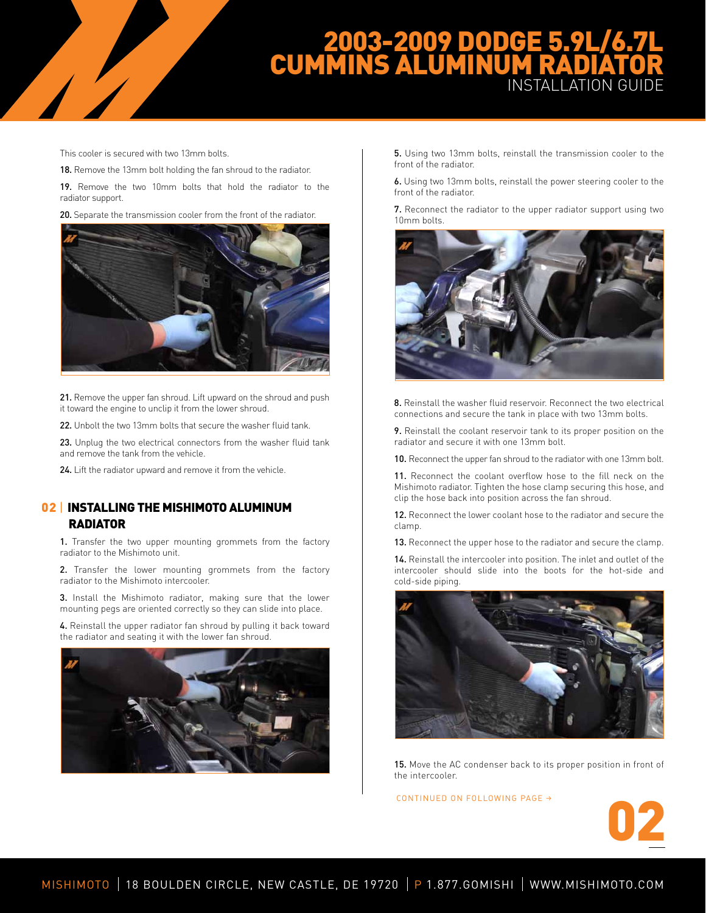This cooler is secured with two 13mm bolts.

**18.** Remove the 13mm bolt holding the fan shroud to the radiator.

**19.** Remove the two 10mm bolts that hold the radiator to the radiator support.

**20.** Separate the transmission cooler from the front of the radiator.

**21.** Remove the upper fan shroud. Lift upward on the shroud and push it toward the engine to unclip it from the lower shroud.

**22.** Unbolt the two 13mm bolts that secure the washer fluid tank.

**23.** Unplug the two electrical connectors from the washer fluid tank and remove the tank from the vehicle.

**24.** Lift the radiator upward and remove it from the vehicle.

## 02 | INSTALLING THE MISHIMOTO ALUMINUM RADIATOR

**1.** Transfer the two upper mounting grommets from the factory radiator to the Mishimoto unit.

**2.** Transfer the lower mounting grommets from the factory radiator to the Mishimoto intercooler.

**3.** Install the Mishimoto radiator, making sure that the lower mounting pegs are oriented correctly so they can slide into place.

**4.** Reinstall the upper radiator fan shroud by pulling it back toward the radiator and seating it with the lower fan shroud.

**5.** Using two 13mm bolts, reinstall the transmission cooler to the front of the radiator.

**6.** Using two 13mm bolts, reinstall the power steering cooler to the front of the radiator.

**7.** Reconnect the radiator to the upper radiator support using two 10mm bolts.

**8.** Reinstall the washer fluid reservoir. Reconnect the two electrical connections and secure the tank in place with two 13mm bolts.

**9.** Reinstall the coolant reservoir tank to its proper position on the radiator and secure it with one 13mm bolt.

**10.** Reconnect the upper fan shroud to the radiator with one 13mm bolt.

**11.** Reconnect the coolant overflow hose to the fill neck on the Mishimoto radiator. Tighten the hose clamp securing this hose, and clip the hose back into position across the fan shroud.

**12.** Reconnect the lower coolant hose to the radiator and secure the clamp.

**13.** Reconnect the upper hose to the radiator and secure the clamp.

**14.** Reinstall the intercooler into position. The inlet and outlet of the intercooler should slide into the boots for the hot-side and cold-side piping.

**15.** Move the AC condenser back to its proper position in front of the intercooler.

CONTINUED ON FOLLOWING PAGE →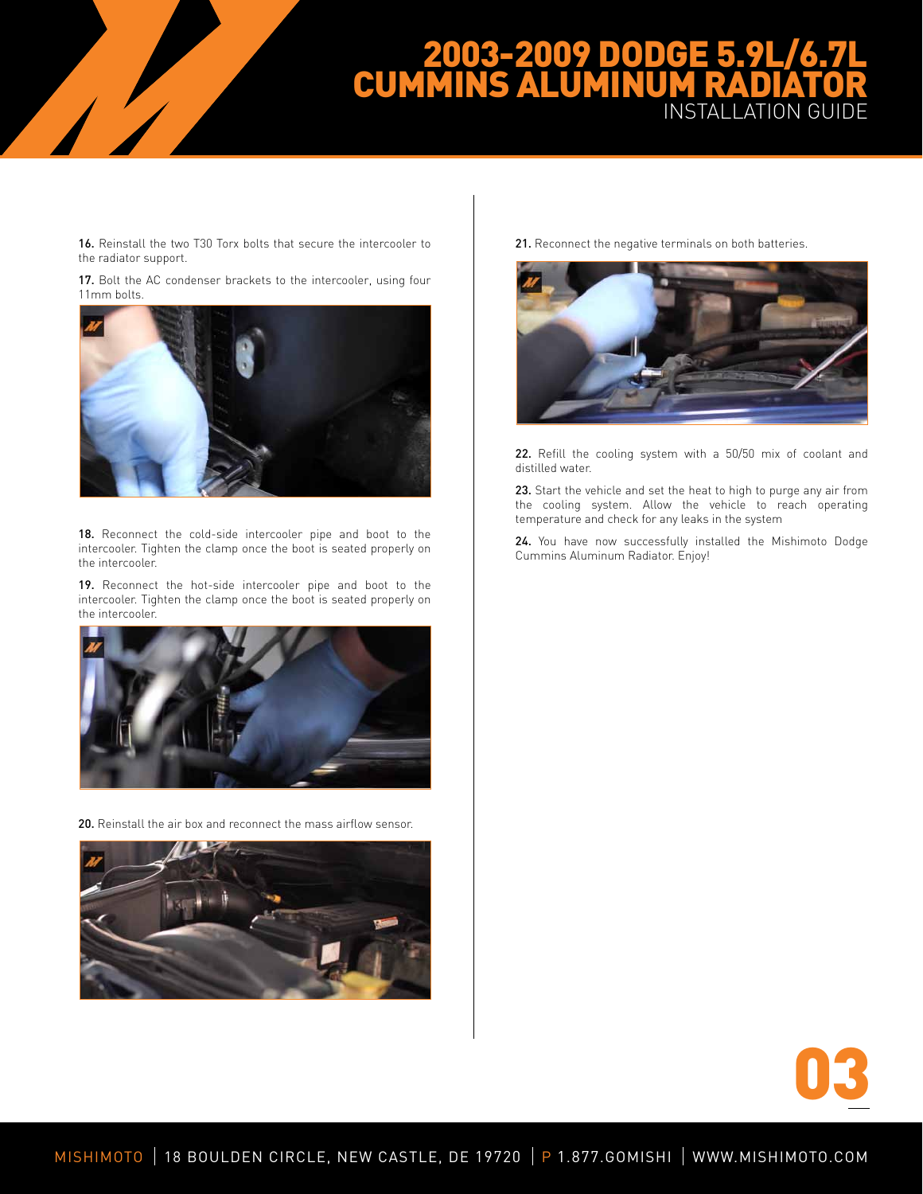**16.** Reinstall the two T30 Torx bolts that secure the intercooler to the radiator support.

**17.** Bolt the AC condenser brackets to the intercooler, using four 11mm bolts.

**18.** Reconnect the cold-side intercooler pipe and boot to the intercooler. Tighten the clamp once the boot is seated properly on the intercooler.

**19.** Reconnect the hot-side intercooler pipe and boot to the intercooler. Tighten the clamp once the boot is seated properly on the intercooler.

**20.** Reinstall the air box and reconnect the mass airflow sensor.

**21.** Reconnect the negative terminals on both batteries.

**22.** Refill the cooling system with a 50/50 mix of coolant and distilled water.

**23.** Start the vehicle and set the heat to high to purge any air from the cooling system. Allow the vehicle to reach operating temperature and check for any leaks in the system

**24.** You have now successfully installed the Mishimoto Dodge Cummins Aluminum Radiator. Enjoy!